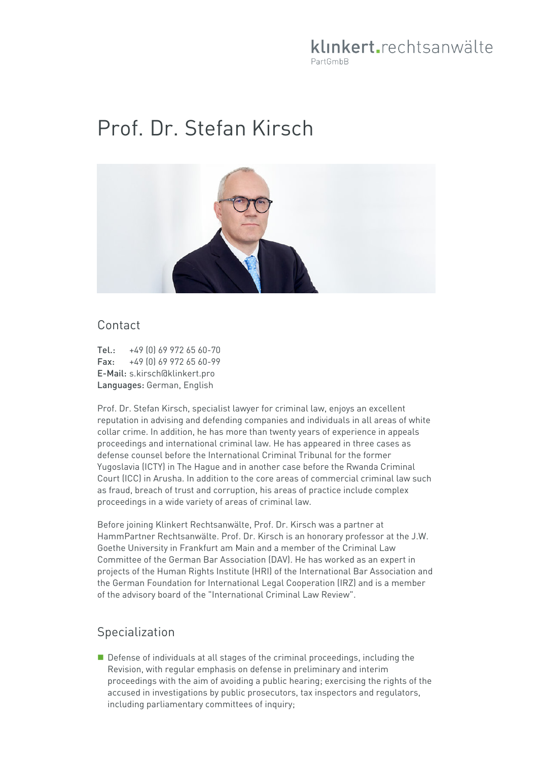klinkert.rechtsanwälte
PartGmbB

# Prof. Dr. Stefan Kirsch

## Contact

**Tel.:** +49 (0) 69 972 65 60-70
**Fax:** +49 (0) 69 972 65 60-99
**E-Mail:** s.kirsch@klinkert.pro
**Languages:** German, English

Prof. Dr. Stefan Kirsch, specialist lawyer for criminal law, enjoys an excellent reputation in advising and defending companies and individuals in all areas of white collar crime. In addition, he has more than twenty years of experience in appeals proceedings and international criminal law. He has appeared in three cases as defense counsel before the International Criminal Tribunal for the former Yugoslavia (ICTY) in The Hague and in another case before the Rwanda Criminal Court (ICC) in Arusha. In addition to the core areas of commercial criminal law such as fraud, breach of trust and corruption, his areas of practice include complex proceedings in a wide variety of areas of criminal law.

Before joining Klinkert Rechtsanwälte, Prof. Dr. Kirsch was a partner at HammPartner Rechtsanwälte. Prof. Dr. Kirsch is an honorary professor at the J.W. Goethe University in Frankfurt am Main and a member of the Criminal Law Committee of the German Bar Association (DAV). He has worked as an expert in projects of the Human Rights Institute (HRI) of the International Bar Association and the German Foundation for International Legal Cooperation (IRZ) and is a member of the advisory board of the "International Criminal Law Review".

## Specialization

- Defense of individuals at all stages of the criminal proceedings, including the Revision, with regular emphasis on defense in preliminary and interim proceedings with the aim of avoiding a public hearing; exercising the rights of the accused in investigations by public prosecutors, tax inspectors and regulators, including parliamentary committees of inquiry;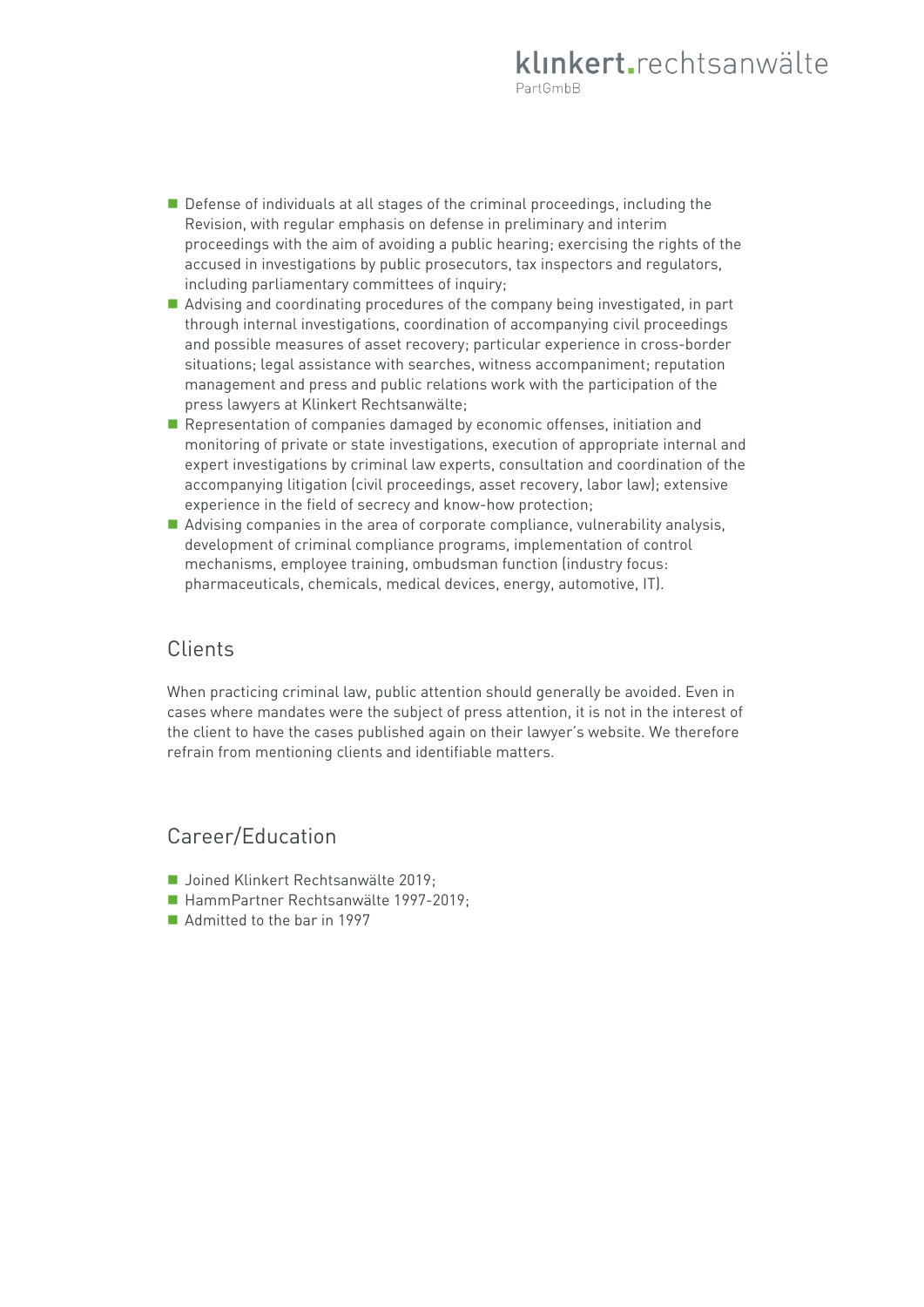- Defense of individuals at all stages of the criminal proceedings, including the Revision, with regular emphasis on defense in preliminary and interim proceedings with the aim of avoiding a public hearing; exercising the rights of the accused in investigations by public prosecutors, tax inspectors and regulators, including parliamentary committees of inquiry;
- Advising and coordinating procedures of the company being investigated, in part through internal investigations, coordination of accompanying civil proceedings and possible measures of asset recovery; particular experience in cross-border situations; legal assistance with searches, witness accompaniment; reputation management and press and public relations work with the participation of the press lawyers at Klinkert Rechtsanwälte;
- Representation of companies damaged by economic offenses, initiation and monitoring of private or state investigations, execution of appropriate internal and expert investigations by criminal law experts, consultation and coordination of the accompanying litigation (civil proceedings, asset recovery, labor law); extensive experience in the field of secrecy and know-how protection;
- Advising companies in the area of corporate compliance, vulnerability analysis, development of criminal compliance programs, implementation of control mechanisms, employee training, ombudsman function (industry focus: pharmaceuticals, chemicals, medical devices, energy, automotive, IT).

## Clients

When practicing criminal law, public attention should generally be avoided. Even in cases where mandates were the subject of press attention, it is not in the interest of the client to have the cases published again on their lawyer's website. We therefore refrain from mentioning clients and identifiable matters.

## Career/Education

- Joined Klinkert Rechtsanwälte 2019;
- HammPartner Rechtsanwälte 1997-2019;
- Admitted to the bar in 1997